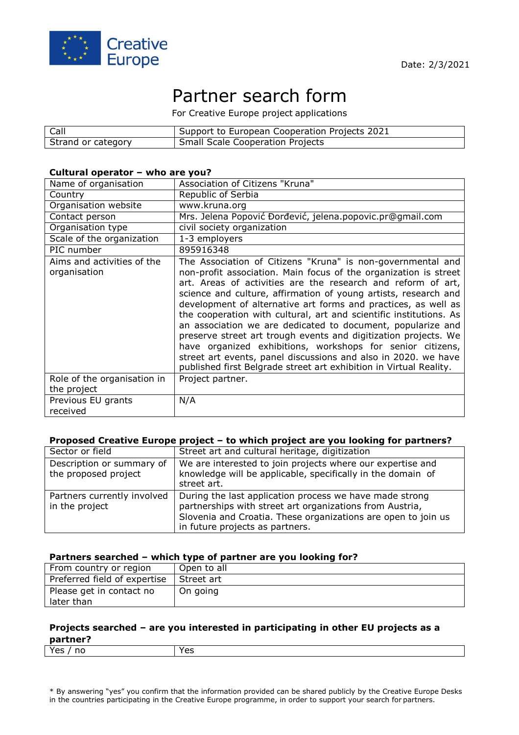Creative Europe

Date: 2/3/2021

# Partner search form

For Creative Europe project applications

| | |
|---|---|
| Call | Support to European Cooperation Projects 2021 |
| Strand or category | Small Scale Cooperation Projects |

**Cultural operator – who are you?**

| | |
|---|---|
| Name of organisation | Association of Citizens "Kruna" |
| Country | Republic of Serbia |
| Organisation website | www.kruna.org |
| Contact person | Mrs. Jelena Popović Đorđević, jelena.popovic.pr@gmail.com |
| Organisation type | civil society organization |
| Scale of the organization | 1-3 employers |
| PIC number | 895916348 |
| Aims and activities of the organisation | The Association of Citizens "Kruna" is non-governmental and non-profit association. Main focus of the organization is street art. Areas of activities are the research and reform of art, science and culture, affirmation of young artists, research and development of alternative art forms and practices, as well as the cooperation with cultural, art and scientific institutions. As an association we are dedicated to document, popularize and preserve street art trough events and digitization projects. We have organized exhibitions, workshops for senior citizens, street art events, panel discussions and also in 2020. we have published first Belgrade street art exhibition in Virtual Reality. |
| Role of the organisation in the project | Project partner. |
| Previous EU grants received | N/A |

**Proposed Creative Europe project – to which project are you looking for partners?**

| | |
|---|---|
| Sector or field | Street art and cultural heritage, digitization |
| Description or summary of the proposed project | We are interested to join projects where our expertise and knowledge will be applicable, specifically in the domain of street art. |
| Partners currently involved in the project | During the last application process we have made strong partnerships with street art organizations from Austria, Slovenia and Croatia. These organizations are open to join us in future projects as partners. |

**Partners searched – which type of partner are you looking for?**

| | |
|---|---|
| From country or region | Open to all |
| Preferred field of expertise | Street art |
| Please get in contact no later than | On going |

**Projects searched – are you interested in participating in other EU projects as a partner?**

| | |
|---|---|
| Yes / no | Yes |

* By answering "yes" you confirm that the information provided can be shared publicly by the Creative Europe Desks in the countries participating in the Creative Europe programme, in order to support your search for partners.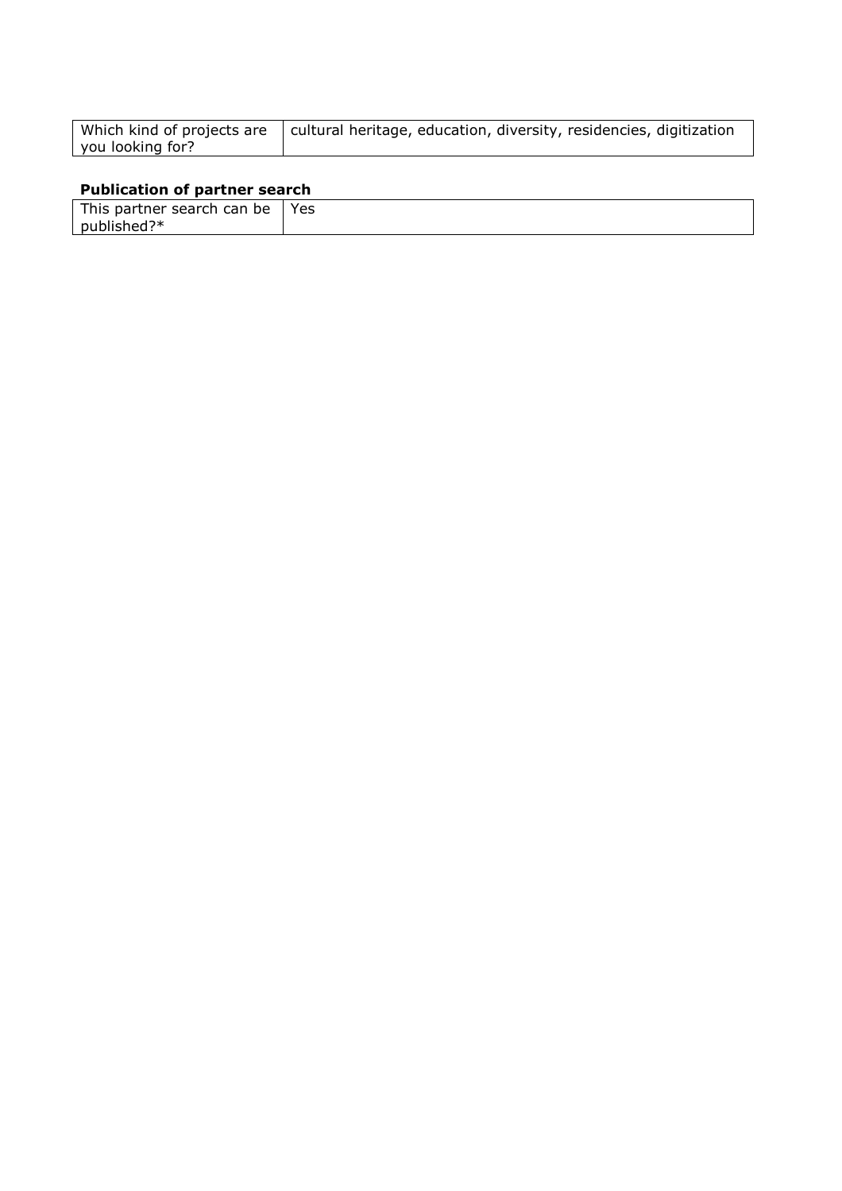| | |
|---|---|
| Which kind of projects are you looking for? | cultural heritage, education, diversity, residencies, digitization |

**Publication of partner search**

| | |
|---|---|
| This partner search can be published?* | Yes |